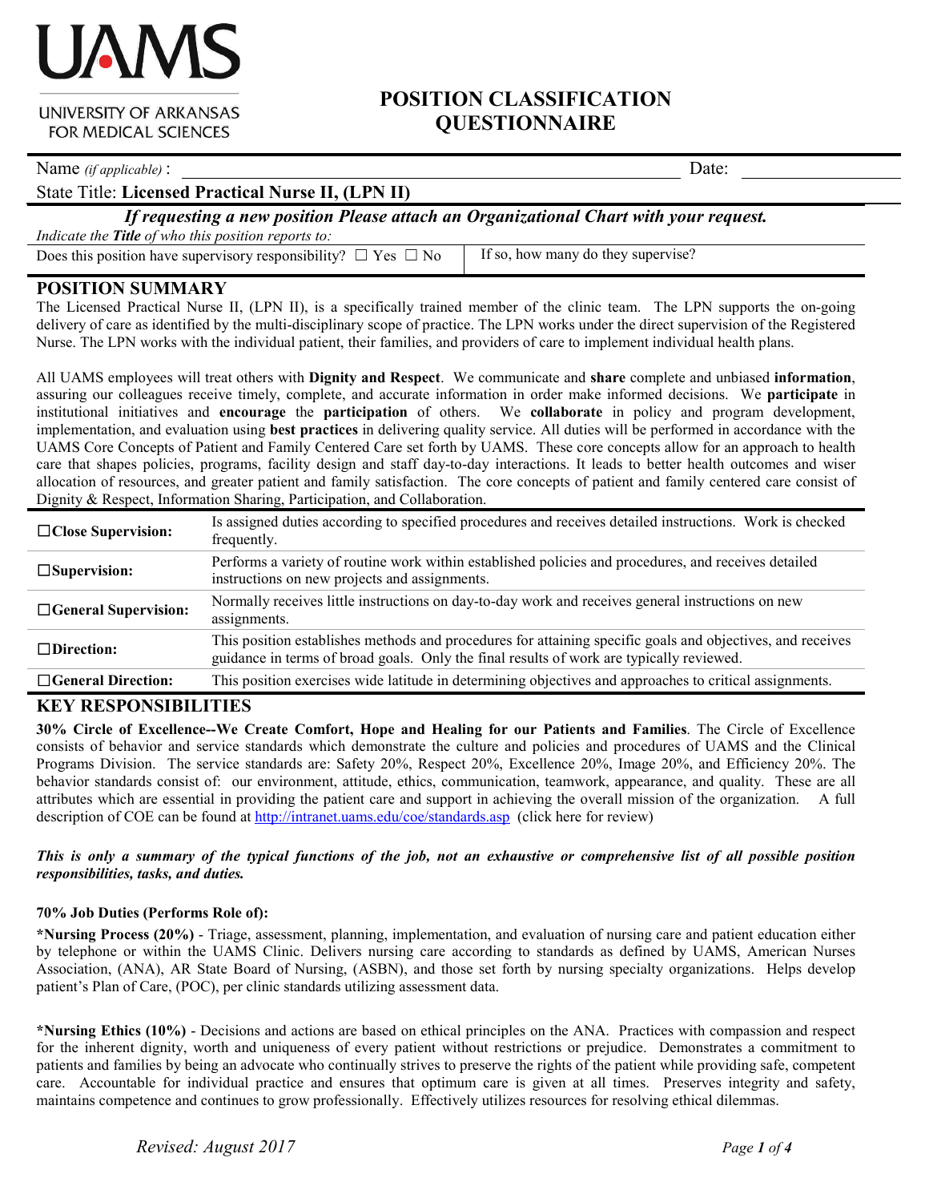UAMS

UNIVERSITY OF ARKANSAS FOR MEDICAL SCIENCES

# POSITION CLASSIFICATION QUESTIONNAIRE

Name *(if applicable)* : \_\_\_\_\_\_\_\_\_\_\_\_\_\_\_\_ Date: \_\_\_\_\_\_\_\_

State Title: **Licensed Practical Nurse II, (LPN II)**

***If requesting a new position Please attach an Organizational Chart with your request.***

*Indicate the **Title** of who this position reports to:*

| Does this position have supervisory responsibility? ☐ Yes ☐ No | If so, how many do they supervise? |
|---|---|

## POSITION SUMMARY

The Licensed Practical Nurse II, (LPN II), is a specifically trained member of the clinic team. The LPN supports the on-going delivery of care as identified by the multi-disciplinary scope of practice. The LPN works under the direct supervision of the Registered Nurse. The LPN works with the individual patient, their families, and providers of care to implement individual health plans.

All UAMS employees will treat others with **Dignity and Respect**. We communicate and **share** complete and unbiased **information**, assuring our colleagues receive timely, complete, and accurate information in order make informed decisions. We **participate** in institutional initiatives and **encourage** the **participation** of others. We **collaborate** in policy and program development, implementation, and evaluation using **best practices** in delivering quality service. All duties will be performed in accordance with the UAMS Core Concepts of Patient and Family Centered Care set forth by UAMS. These core concepts allow for an approach to health care that shapes policies, programs, facility design and staff day-to-day interactions. It leads to better health outcomes and wiser allocation of resources, and greater patient and family satisfaction. The core concepts of patient and family centered care consist of Dignity & Respect, Information Sharing, Participation, and Collaboration.

| | |
|---|---|
| **☐Close Supervision:** | Is assigned duties according to specified procedures and receives detailed instructions. Work is checked frequently. |
| **☐Supervision:** | Performs a variety of routine work within established policies and procedures, and receives detailed instructions on new projects and assignments. |
| **☐General Supervision:** | Normally receives little instructions on day-to-day work and receives general instructions on new assignments. |
| **☐Direction:** | This position establishes methods and procedures for attaining specific goals and objectives, and receives guidance in terms of broad goals. Only the final results of work are typically reviewed. |
| **☐General Direction:** | This position exercises wide latitude in determining objectives and approaches to critical assignments. |

## KEY RESPONSIBILITIES

**30% Circle of Excellence--We Create Comfort, Hope and Healing for our Patients and Families**. The Circle of Excellence consists of behavior and service standards which demonstrate the culture and policies and procedures of UAMS and the Clinical Programs Division. The service standards are: Safety 20%, Respect 20%, Excellence 20%, Image 20%, and Efficiency 20%. The behavior standards consist of: our environment, attitude, ethics, communication, teamwork, appearance, and quality. These are all attributes which are essential in providing the patient care and support in achieving the overall mission of the organization. A full description of COE can be found at http://intranet.uams.edu/coe/standards.asp (click here for review)

***This is only a summary of the typical functions of the job, not an exhaustive or comprehensive list of all possible position responsibilities, tasks, and duties.***

**70% Job Duties (Performs Role of):**

***Nursing Process (20%)** - Triage, assessment, planning, implementation, and evaluation of nursing care and patient education either by telephone or within the UAMS Clinic. Delivers nursing care according to standards as defined by UAMS, American Nurses Association, (ANA), AR State Board of Nursing, (ASBN), and those set forth by nursing specialty organizations. Helps develop patient's Plan of Care, (POC), per clinic standards utilizing assessment data.

***Nursing Ethics (10%)** - Decisions and actions are based on ethical principles on the ANA. Practices with compassion and respect for the inherent dignity, worth and uniqueness of every patient without restrictions or prejudice. Demonstrates a commitment to patients and families by being an advocate who continually strives to preserve the rights of the patient while providing safe, competent care. Accountable for individual practice and ensures that optimum care is given at all times. Preserves integrity and safety, maintains competence and continues to grow professionally. Effectively utilizes resources for resolving ethical dilemmas.

*Revised: August 2017*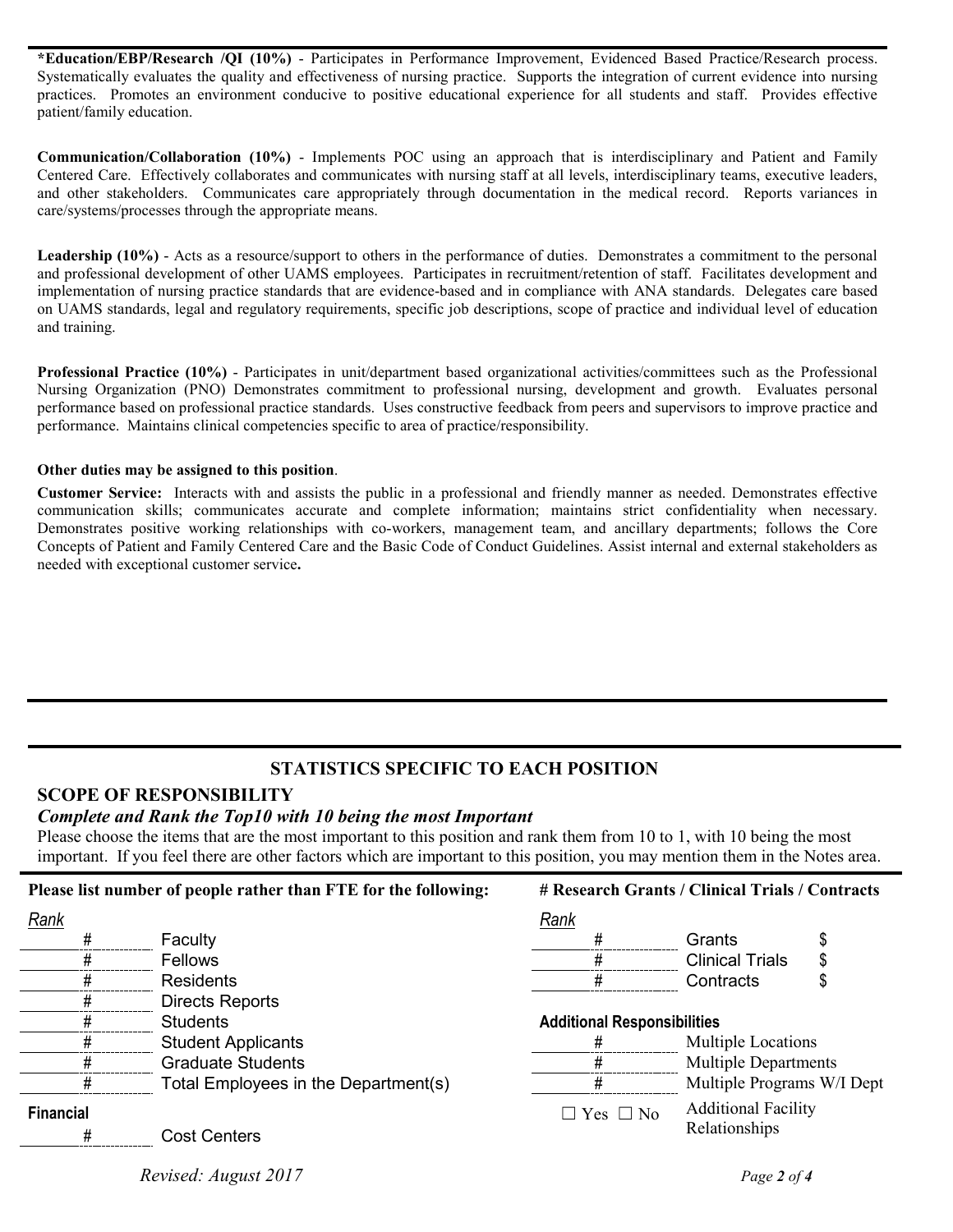**\*Education/EBP/Research /QI (10%)** - Participates in Performance Improvement, Evidenced Based Practice/Research process. Systematically evaluates the quality and effectiveness of nursing practice. Supports the integration of current evidence into nursing practices. Promotes an environment conducive to positive educational experience for all students and staff. Provides effective patient/family education.

**Communication/Collaboration (10%)** - Implements POC using an approach that is interdisciplinary and Patient and Family Centered Care. Effectively collaborates and communicates with nursing staff at all levels, interdisciplinary teams, executive leaders, and other stakeholders. Communicates care appropriately through documentation in the medical record. Reports variances in care/systems/processes through the appropriate means.

**Leadership (10%)** - Acts as a resource/support to others in the performance of duties. Demonstrates a commitment to the personal and professional development of other UAMS employees. Participates in recruitment/retention of staff. Facilitates development and implementation of nursing practice standards that are evidence-based and in compliance with ANA standards. Delegates care based on UAMS standards, legal and regulatory requirements, specific job descriptions, scope of practice and individual level of education and training.

**Professional Practice (10%)** - Participates in unit/department based organizational activities/committees such as the Professional Nursing Organization (PNO) Demonstrates commitment to professional nursing, development and growth. Evaluates personal performance based on professional practice standards. Uses constructive feedback from peers and supervisors to improve practice and performance. Maintains clinical competencies specific to area of practice/responsibility.

**Other duties may be assigned to this position**.

**Customer Service:** Interacts with and assists the public in a professional and friendly manner as needed. Demonstrates effective communication skills; communicates accurate and complete information; maintains strict confidentiality when necessary. Demonstrates positive working relationships with co-workers, management team, and ancillary departments; follows the Core Concepts of Patient and Family Centered Care and the Basic Code of Conduct Guidelines. Assist internal and external stakeholders as needed with exceptional customer service**.**

## STATISTICS SPECIFIC TO EACH POSITION

### SCOPE OF RESPONSIBILITY

***Complete and Rank the Top10 with 10 being the most Important***

Please choose the items that are the most important to this position and rank them from 10 to 1, with 10 being the most important. If you feel there are other factors which are important to this position, you may mention them in the Notes area.

**Please list number of people rather than FTE for the following:**

| *Rank* | # | |
|---|---|---|
| | # | Faculty |
| | # | Fellows |
| | # | Residents |
| | # | Directs Reports |
| | # | Students |
| | # | Student Applicants |
| | # | Graduate Students |
| | # | Total Employees in the Department(s) |

**Financial**

| | # | Cost Centers |
|---|---|---|

**# Research Grants / Clinical Trials / Contracts**

| *Rank* | # | | |
|---|---|---|---|
| | # | Grants | $ |
| | # | Clinical Trials | $ |
| | # | Contracts | $ |

**Additional Responsibilities**

| | | |
|---|---|---|
| | # | Multiple Locations |
| | # | Multiple Departments |
| | # | Multiple Programs W/I Dept |
| | ☐ Yes ☐ No | Additional Facility Relationships |

*Revised: August 2017*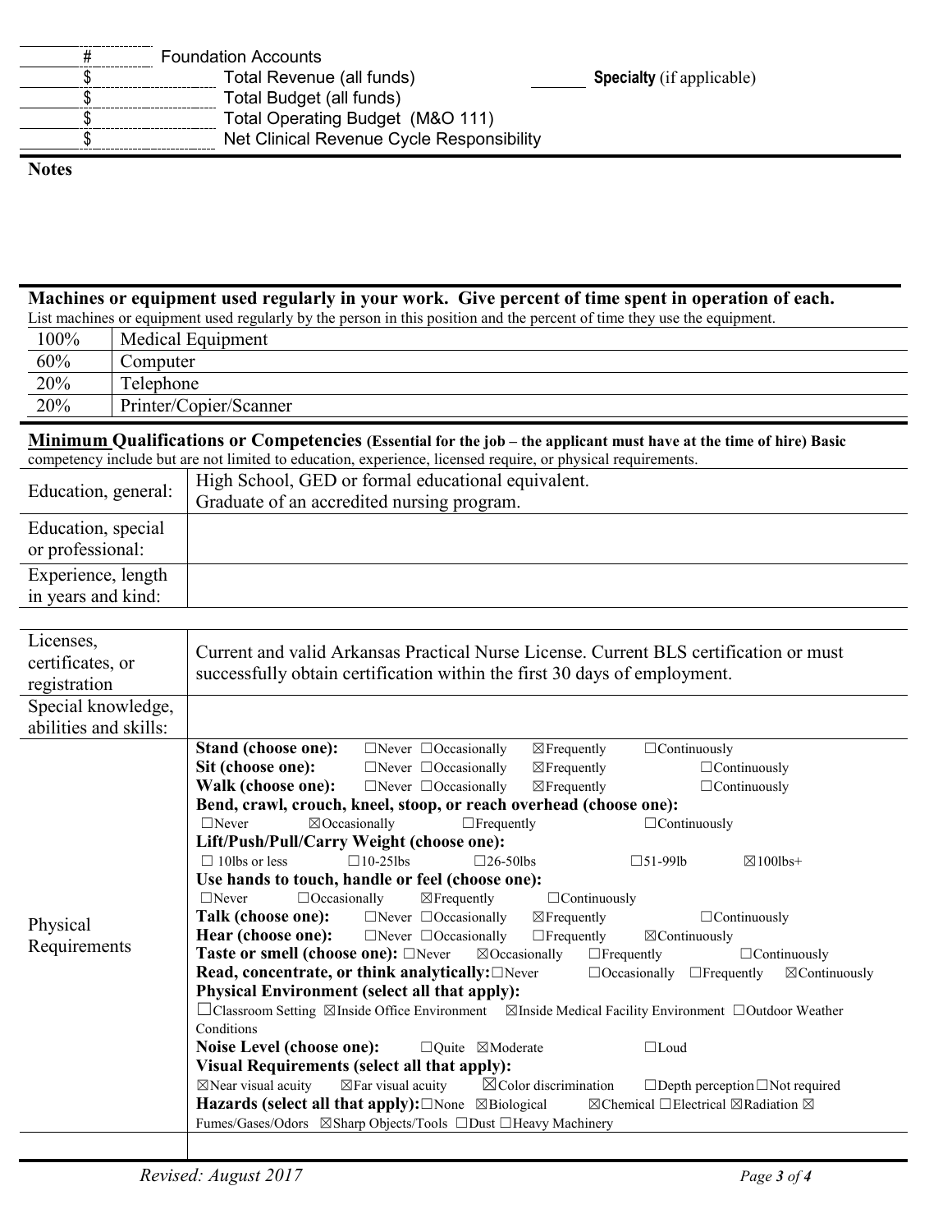| | |
|---|---|
| # | Foundation Accounts |
| $ | Total Revenue (all funds) |
| $ | Total Budget (all funds) |
| $ | Total Operating Budget (M&O 111) |
| $ | Net Clinical Revenue Cycle Responsibility |

______ **Specialty** (if applicable)

**Notes**

**Machines or equipment used regularly in your work. Give percent of time spent in operation of each.**

List machines or equipment used regularly by the person in this position and the percent of time they use the equipment.

| | |
|---|---|
| 100% | Medical Equipment |
| 60% | Computer |
| 20% | Telephone |
| 20% | Printer/Copier/Scanner |

**Minimum Qualifications or Competencies (Essential for the job – the applicant must have at the time of hire) Basic** competency include but are not limited to education, experience, licensed require, or physical requirements.

| | |
|---|---|
| Education, general: | High School, GED or formal educational equivalent.<br>Graduate of an accredited nursing program. |
| Education, special or professional: | |
| Experience, length in years and kind: | |

| | |
|---|---|
| Licenses, certificates, or registration | Current and valid Arkansas Practical Nurse License. Current BLS certification or must successfully obtain certification within the first 30 days of employment. |
| Special knowledge, abilities and skills: | |
| Physical Requirements | **Stand (choose one):** ☐Never ☐Occasionally ☒Frequently ☐Continuously<br>**Sit (choose one):** ☐Never ☐Occasionally ☒Frequently ☐Continuously<br>**Walk (choose one):** ☐Never ☐Occasionally ☒Frequently ☐Continuously<br>**Bend, crawl, crouch, kneel, stoop, or reach overhead (choose one):** ☐Never ☒Occasionally ☐Frequently ☐Continuously<br>**Lift/Push/Pull/Carry Weight (choose one):** ☐ 10lbs or less ☐10-25lbs ☐26-50lbs ☐51-99lb ☒100lbs+<br>**Use hands to touch, handle or feel (choose one):** ☐Never ☐Occasionally ☒Frequently ☐Continuously<br>**Talk (choose one):** ☐Never ☐Occasionally ☒Frequently ☐Continuously<br>**Hear (choose one):** ☐Never ☐Occasionally ☐Frequently ☒Continuously<br>**Taste or smell (choose one):** ☐Never ☒Occasionally ☐Frequently ☐Continuously<br>**Read, concentrate, or think analytically:** ☐Never ☐Occasionally ☐Frequently ☒Continuously<br>**Physical Environment (select all that apply):** ☐Classroom Setting ☒Inside Office Environment ☒Inside Medical Facility Environment ☐Outdoor Weather Conditions<br>**Noise Level (choose one):** ☐Quite ☒Moderate ☐Loud<br>**Visual Requirements (select all that apply):** ☒Near visual acuity ☒Far visual acuity ☒Color discrimination ☐Depth perception ☐Not required<br>**Hazards (select all that apply):** ☐None ☒Biological ☒Chemical ☐Electrical ☒Radiation ☒ Fumes/Gases/Odors ☒Sharp Objects/Tools ☐Dust ☐Heavy Machinery |
| | |

*Revised: August 2017*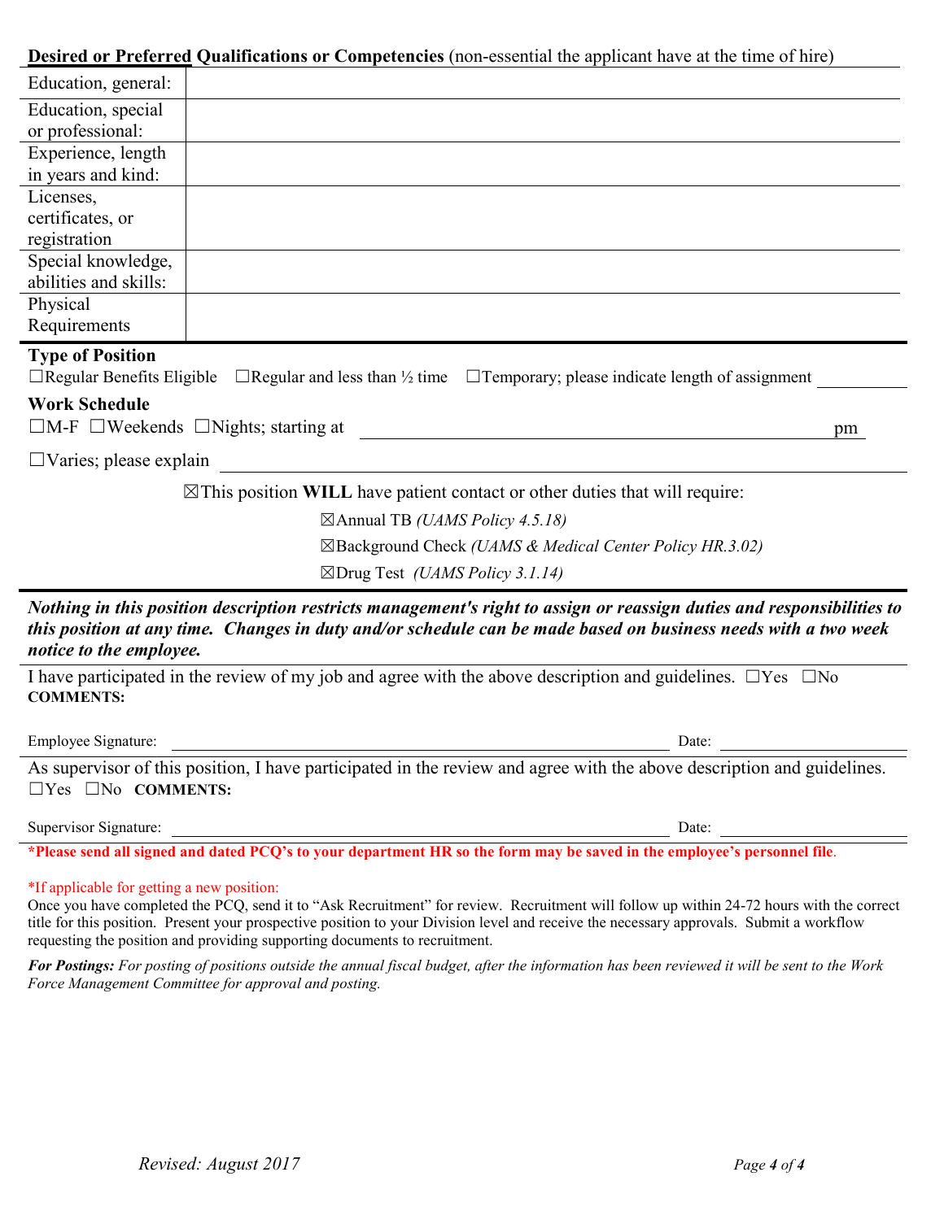**<u>Desired or Preferred</u> Qualifications or Competencies** (non-essential the applicant have at the time of hire)

| | |
|---|---|
| Education, general: | |
| Education, special or professional: | |
| Experience, length in years and kind: | |
| Licenses, certificates, or registration | |
| Special knowledge, abilities and skills: | |
| Physical Requirements | |

**Type of Position**

☐Regular Benefits Eligible ☐Regular and less than ½ time ☐Temporary; please indicate length of assignment ________

**Work Schedule**

☐M-F ☐Weekends ☐Nights; starting at ________________________________ pm

☐Varies; please explain ________________________________

☒This position **WILL** have patient contact or other duties that will require:

☒Annual TB *(UAMS Policy 4.5.18)*

☒Background Check *(UAMS & Medical Center Policy HR.3.02)*

☒Drug Test *(UAMS Policy 3.1.14)*

***Nothing in this position description restricts management's right to assign or reassign duties and responsibilities to this position at any time. Changes in duty and/or schedule can be made based on business needs with a two week notice to the employee.***

I have participated in the review of my job and agree with the above description and guidelines. ☐Yes ☐No
**COMMENTS:**

Employee Signature: ________________________________ Date: ____________

As supervisor of this position, I have participated in the review and agree with the above description and guidelines.
☐Yes ☐No **COMMENTS:**

Supervisor Signature: ________________________________ Date: ____________

**\*Please send all signed and dated PCQ's to your department HR so the form may be saved in the employee's personnel file**.

\*If applicable for getting a new position:

Once you have completed the PCQ, send it to "Ask Recruitment" for review. Recruitment will follow up within 24-72 hours with the correct title for this position. Present your prospective position to your Division level and receive the necessary approvals. Submit a workflow requesting the position and providing supporting documents to recruitment.

***For Postings:*** *For posting of positions outside the annual fiscal budget, after the information has been reviewed it will be sent to the Work Force Management Committee for approval and posting.*

*Revised: August 2017*